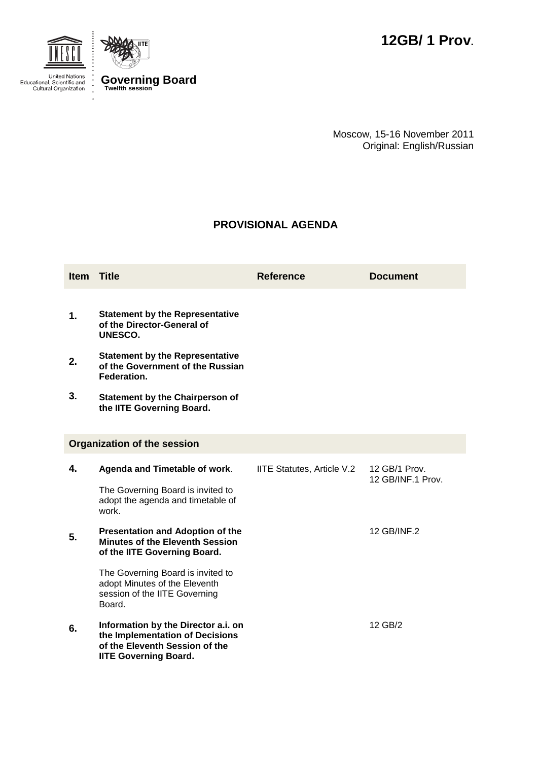**12GB/ 1 Prov.**

United Nations Educational, Scientific and Cultural Organization

IITE

**Governing Board**
**Twelfth session**

Moscow, 15-16 November 2011
Original: English/Russian

## PROVISIONAL AGENDA

| Item | Title | Reference | Document |
|---|---|---|---|
| **1.** | **Statement by the Representative of the Director-General of UNESCO.** | | |
| **2.** | **Statement by the Representative of the Government of the Russian Federation.** | | |
| **3.** | **Statement by the Chairperson of the IITE Governing Board.** | | |
| **Organization of the session** | | | |
| **4.** | **Agenda and Timetable of work**. The Governing Board is invited to adopt the agenda and timetable of work. | IITE Statutes, Article V.2 | 12 GB/1 Prov. 12 GB/INF.1 Prov. |
| **5.** | **Presentation and Adoption of the Minutes of the Eleventh Session of the IITE Governing Board.** The Governing Board is invited to adopt Minutes of the Eleventh session of the IITE Governing Board. | | 12 GB/INF.2 |
| **6.** | **Information by the Director a.i. on the Implementation of Decisions of the Eleventh Session of the IITE Governing Board.** | | 12 GB/2 |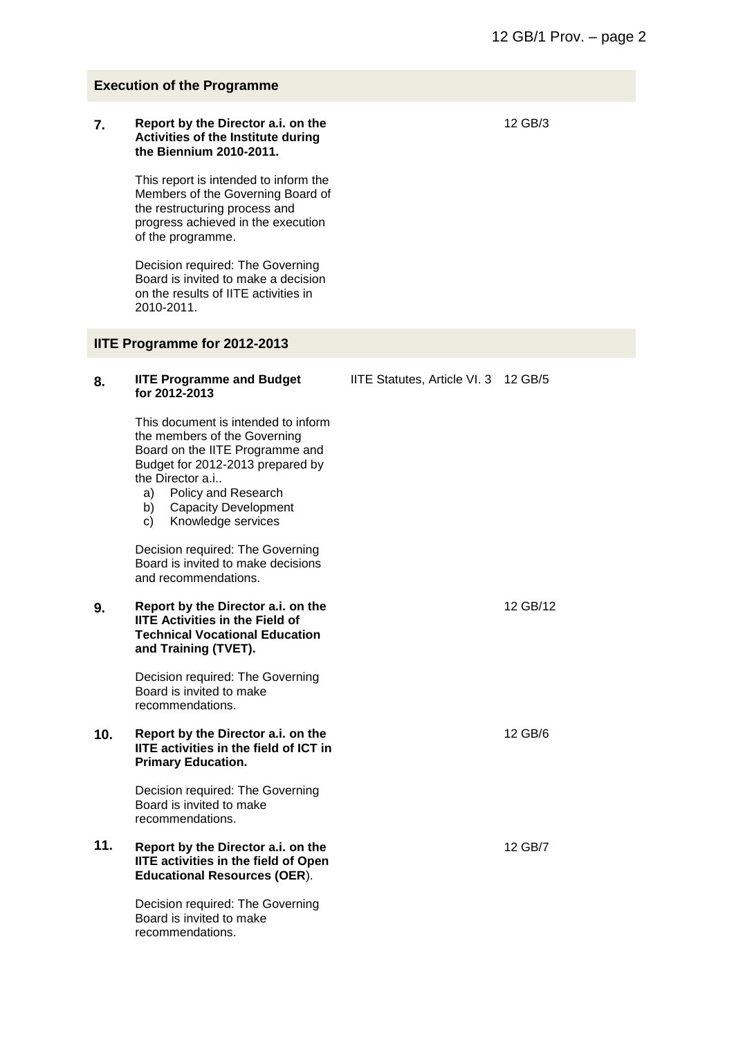## Execution of the Programme

| | | | |
|---|---|---|---|
| **7.** | **Report by the Director a.i. on the Activities of the Institute during the Biennium 2010-2011.**<br><br>This report is intended to inform the Members of the Governing Board of the restructuring process and progress achieved in the execution of the programme.<br><br>Decision required: The Governing Board is invited to make a decision on the results of IITE activities in 2010-2011. | | 12 GB/3 |

## IITE Programme for 2012-2013

| | | | |
|---|---|---|---|
| **8.** | **IITE Programme and Budget for 2012-2013**<br><br>This document is intended to inform the members of the Governing Board on the IITE Programme and Budget for 2012-2013 prepared by the Director a.i..<br>a) Policy and Research<br>b) Capacity Development<br>c) Knowledge services<br><br>Decision required: The Governing Board is invited to make decisions and recommendations. | IITE Statutes, Article VI. 3 | 12 GB/5 |
| **9.** | **Report by the Director a.i. on the IITE Activities in the Field of Technical Vocational Education and Training (TVET).**<br><br>Decision required: The Governing Board is invited to make recommendations. | | 12 GB/12 |
| **10.** | **Report by the Director a.i. on the IITE activities in the field of ICT in Primary Education.**<br><br>Decision required: The Governing Board is invited to make recommendations. | | 12 GB/6 |
| **11.** | **Report by the Director a.i. on the IITE activities in the field of Open Educational Resources (OER**).<br><br>Decision required: The Governing Board is invited to make recommendations. | | 12 GB/7 |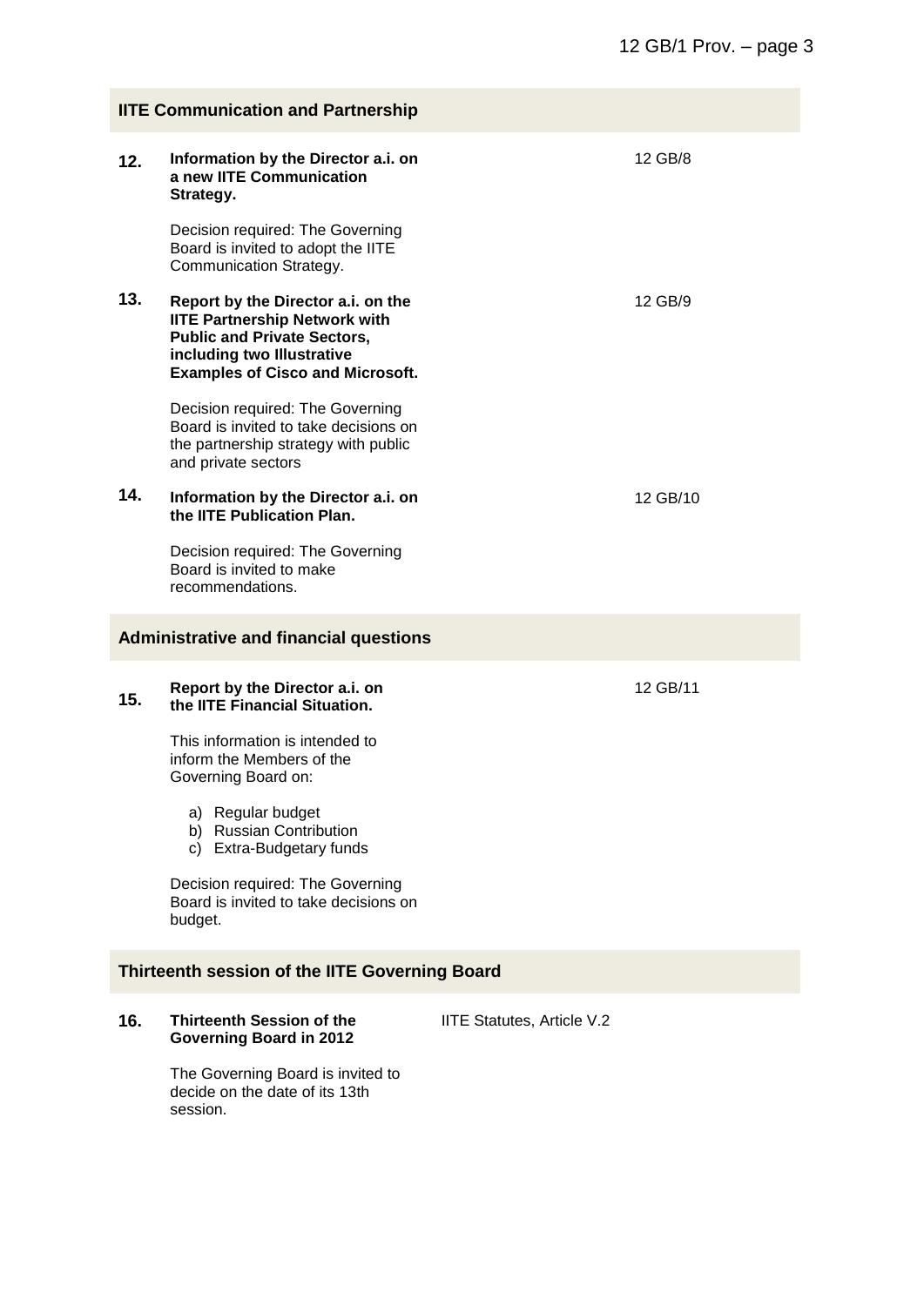## IITE Communication and Partnership

| | | |
|---|---|---|
| **12.** | **Information by the Director a.i. on a new IITE Communication Strategy.**<br><br>Decision required: The Governing Board is invited to adopt the IITE Communication Strategy. | 12 GB/8 |
| **13.** | **Report by the Director a.i. on the IITE Partnership Network with Public and Private Sectors, including two Illustrative Examples of Cisco and Microsoft.**<br><br>Decision required: The Governing Board is invited to take decisions on the partnership strategy with public and private sectors | 12 GB/9 |
| **14.** | **Information by the Director a.i. on the IITE Publication Plan.**<br><br>Decision required: The Governing Board is invited to make recommendations. | 12 GB/10 |

## Administrative and financial questions

| | | |
|---|---|---|
| **15.** | **Report by the Director a.i. on the IITE Financial Situation.**<br><br>This information is intended to inform the Members of the Governing Board on:<br><br>a) Regular budget<br>b) Russian Contribution<br>c) Extra-Budgetary funds<br><br>Decision required: The Governing Board is invited to take decisions on budget. | 12 GB/11 |

## Thirteenth session of the IITE Governing Board

| | | |
|---|---|---|
| **16.** | **Thirteenth Session of the Governing Board in 2012**<br><br>The Governing Board is invited to decide on the date of its 13th session. | IITE Statutes, Article V.2 |